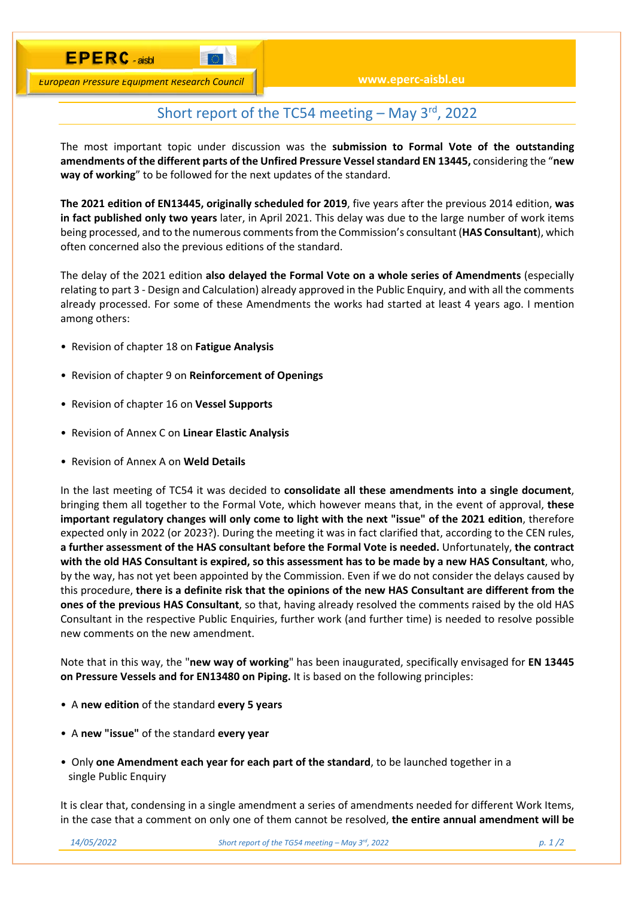EPERC - aisbl

European Pressure Equipment Research Council

www.eperc-aisbl.eu

# Short report of the TC54 meeting – May 3rd, 2022

The most important topic under discussion was the **submission to Formal Vote of the outstanding amendments of the different parts of the Unfired Pressure Vessel standard EN 13445,** considering the "**new way of working**" to be followed for the next updates of the standard.

**The 2021 edition of EN13445, originally scheduled for 2019**, five years after the previous 2014 edition, **was in fact published only two years** later, in April 2021. This delay was due to the large number of work items being processed, and to the numerous comments from the Commission's consultant (**HAS Consultant**), which often concerned also the previous editions of the standard.

The delay of the 2021 edition **also delayed the Formal Vote on a whole series of Amendments** (especially relating to part 3 - Design and Calculation) already approved in the Public Enquiry, and with all the comments already processed. For some of these Amendments the works had started at least 4 years ago. I mention among others:

- Revision of chapter 18 on **Fatigue Analysis**
- Revision of chapter 9 on **Reinforcement of Openings**
- Revision of chapter 16 on **Vessel Supports**
- Revision of Annex C on **Linear Elastic Analysis**
- Revision of Annex A on **Weld Details**

In the last meeting of TC54 it was decided to **consolidate all these amendments into a single document**, bringing them all together to the Formal Vote, which however means that, in the event of approval, **these important regulatory changes will only come to light with the next "issue" of the 2021 edition**, therefore expected only in 2022 (or 2023?). During the meeting it was in fact clarified that, according to the CEN rules, **a further assessment of the HAS consultant before the Formal Vote is needed.** Unfortunately, **the contract with the old HAS Consultant is expired, so this assessment has to be made by a new HAS Consultant**, who, by the way, has not yet been appointed by the Commission. Even if we do not consider the delays caused by this procedure, **there is a definite risk that the opinions of the new HAS Consultant are different from the ones of the previous HAS Consultant**, so that, having already resolved the comments raised by the old HAS Consultant in the respective Public Enquiries, further work (and further time) is needed to resolve possible new comments on the new amendment.

Note that in this way, the "**new way of working**" has been inaugurated, specifically envisaged for **EN 13445 on Pressure Vessels and for EN13480 on Piping.** It is based on the following principles:

- A **new edition** of the standard **every 5 years**
- A **new "issue"** of the standard **every year**
- Only **one Amendment each year for each part of the standard**, to be launched together in a single Public Enquiry

It is clear that, condensing in a single amendment a series of amendments needed for different Work Items, in the case that a comment on only one of them cannot be resolved, **the entire annual amendment will be**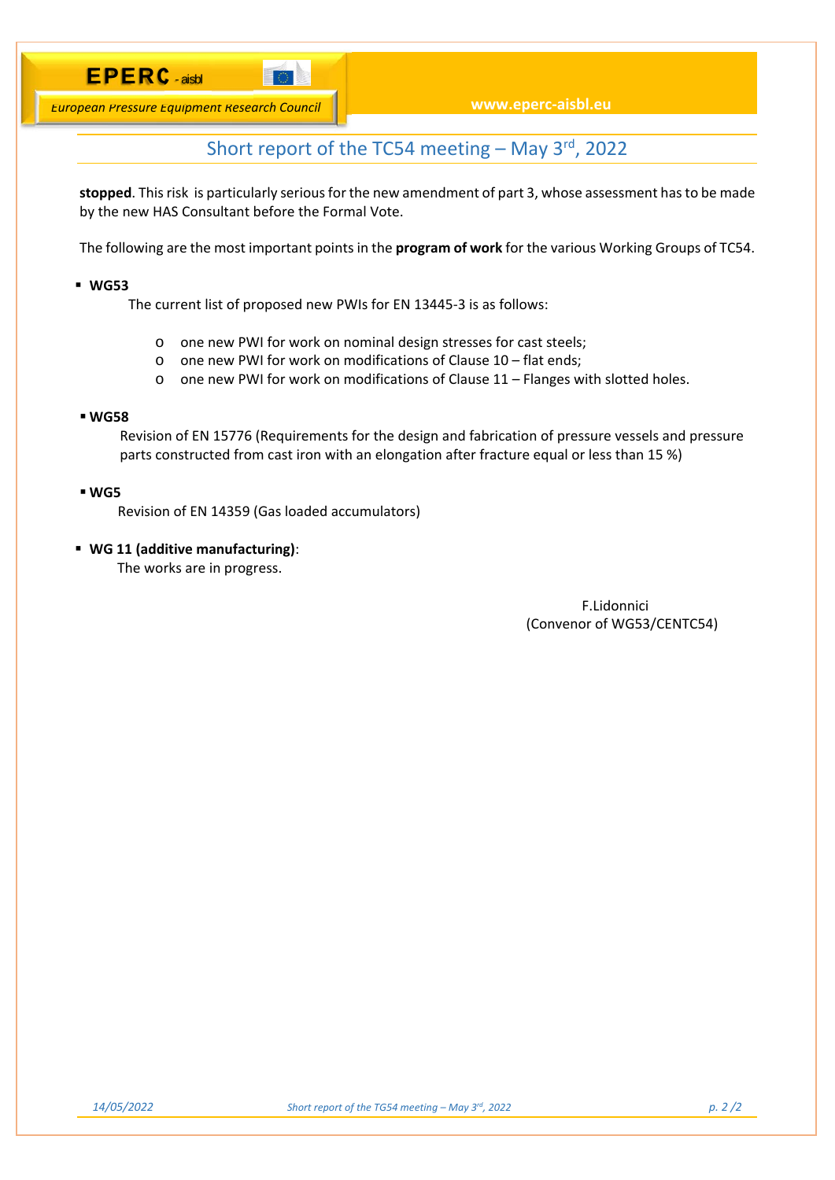**stopped**. This risk is particularly serious for the new amendment of part 3, whose assessment has to be made by the new HAS Consultant before the Formal Vote.

The following are the most important points in the **program of work** for the various Working Groups of TC54.

- **WG53**

  The current list of proposed new PWIs for EN 13445-3 is as follows:

  - one new PWI for work on nominal design stresses for cast steels;
  - one new PWI for work on modifications of Clause 10 – flat ends;
  - one new PWI for work on modifications of Clause 11 – Flanges with slotted holes.

- **WG58**

  Revision of EN 15776 (Requirements for the design and fabrication of pressure vessels and pressure parts constructed from cast iron with an elongation after fracture equal or less than 15 %)

- **WG5**

  Revision of EN 14359 (Gas loaded accumulators)

- **WG 11 (additive manufacturing)**:

  The works are in progress.

F.Lidonnici
(Convenor of WG53/CENTC54)